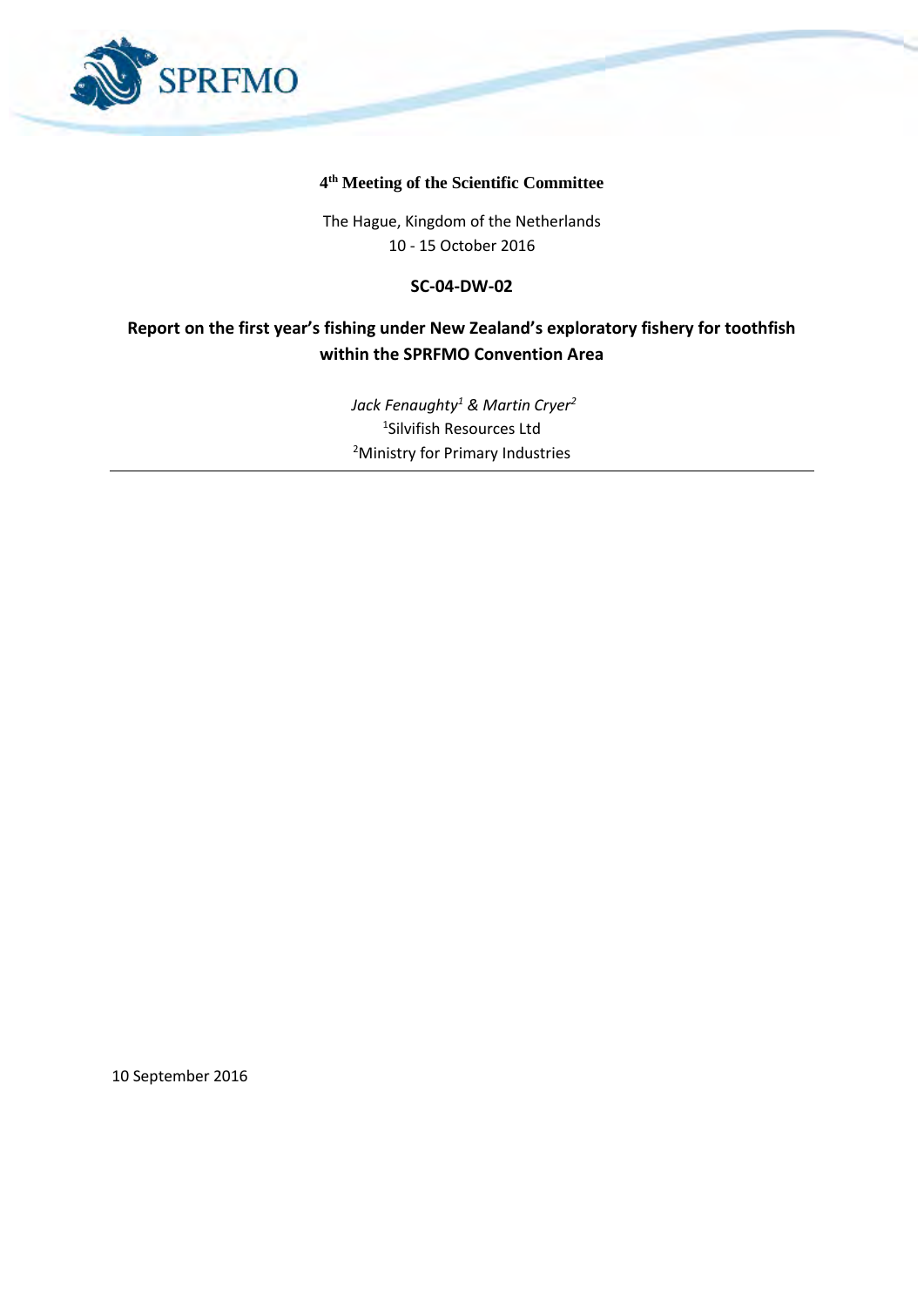**4th Meeting of the Scientific Committee**

The Hague, Kingdom of the Netherlands
10 - 15 October 2016

**SC-04-DW-02**

# Report on the first year's fishing under New Zealand's exploratory fishery for toothfish within the SPRFMO Convention Area

*Jack Fenaughty[1] & Martin Cryer[2]*
[1]Silvifish Resources Ltd
[2]Ministry for Primary Industries

---

10 September 2016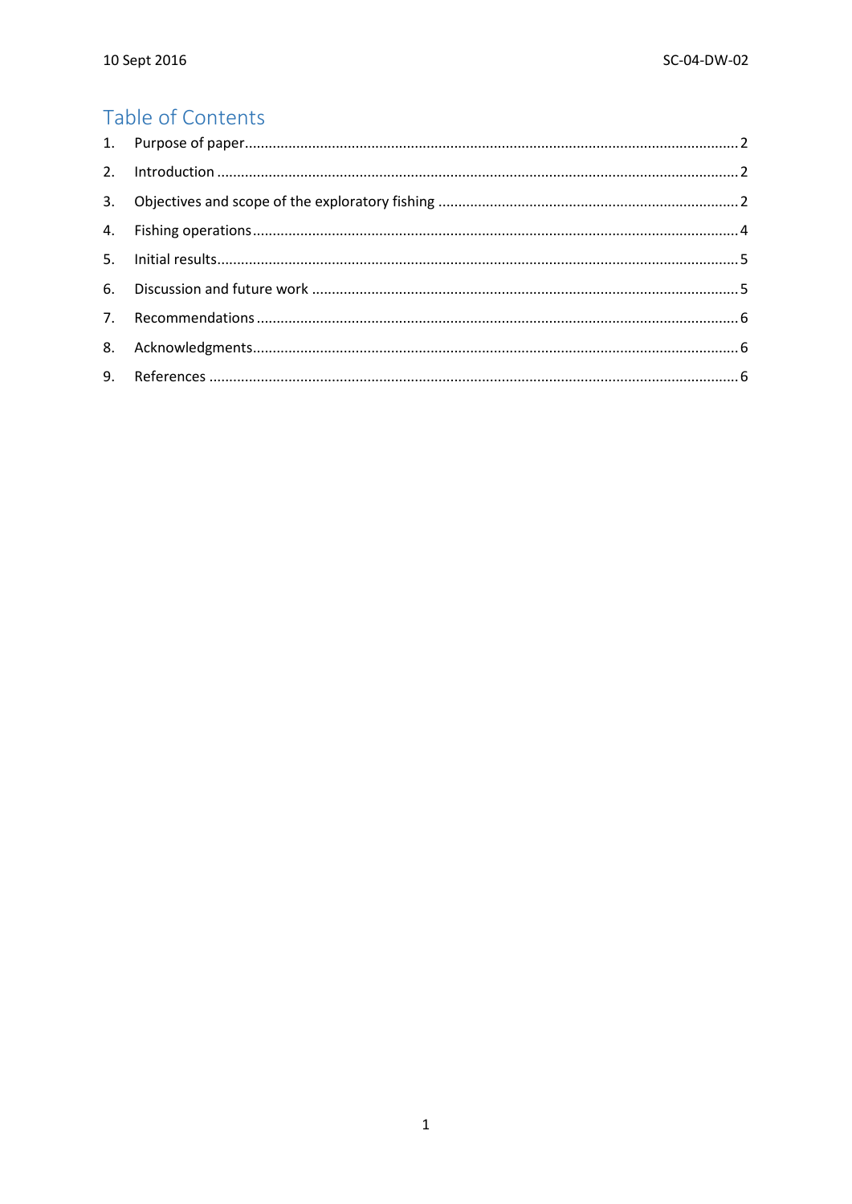## Table of Contents

1. Purpose of paper .......... 2
2. Introduction .......... 2
3. Objectives and scope of the exploratory fishing .......... 2
4. Fishing operations .......... 4
5. Initial results .......... 5
6. Discussion and future work .......... 5
7. Recommendations .......... 6
8. Acknowledgments .......... 6
9. References .......... 6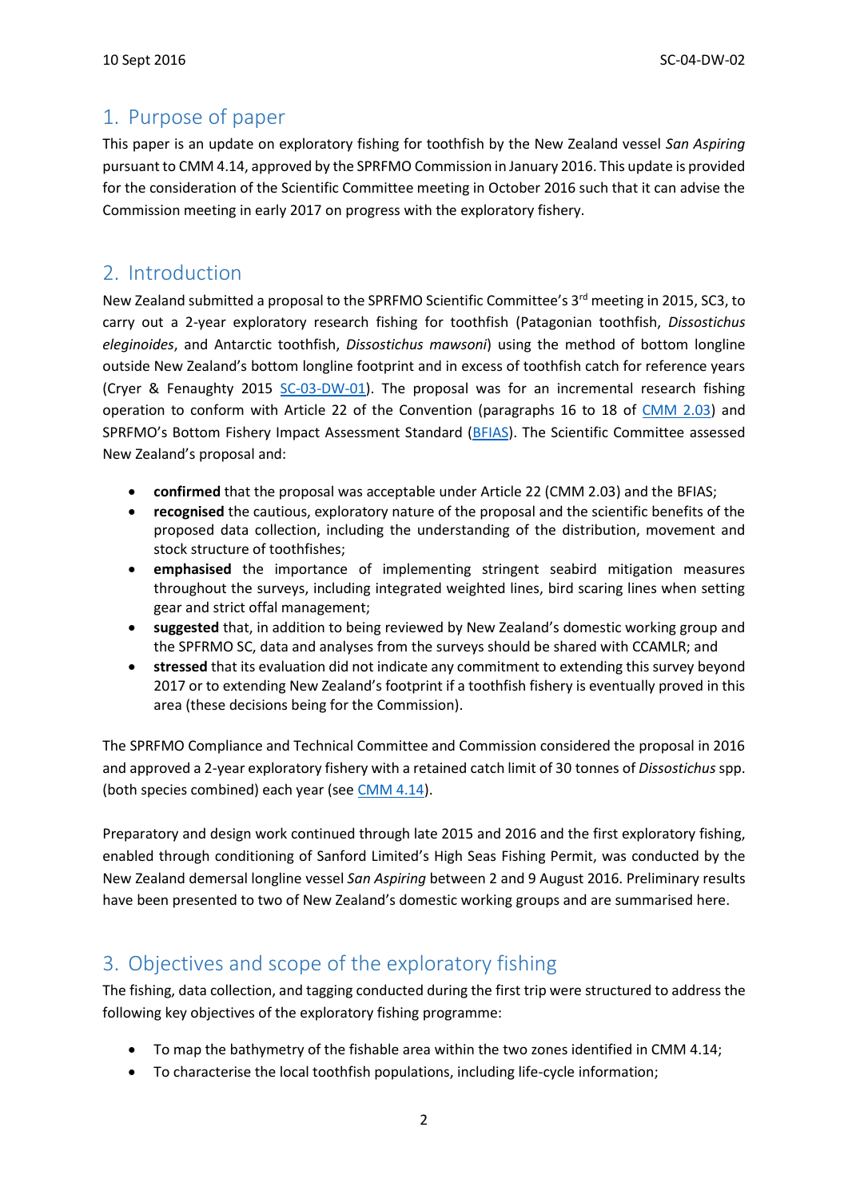## 1. Purpose of paper

This paper is an update on exploratory fishing for toothfish by the New Zealand vessel *San Aspiring* pursuant to CMM 4.14, approved by the SPRFMO Commission in January 2016. This update is provided for the consideration of the Scientific Committee meeting in October 2016 such that it can advise the Commission meeting in early 2017 on progress with the exploratory fishery.

## 2. Introduction

New Zealand submitted a proposal to the SPRFMO Scientific Committee's 3rd meeting in 2015, SC3, to carry out a 2-year exploratory research fishing for toothfish (Patagonian toothfish, *Dissostichus eleginoides*, and Antarctic toothfish, *Dissostichus mawsoni*) using the method of bottom longline outside New Zealand's bottom longline footprint and in excess of toothfish catch for reference years (Cryer & Fenaughty 2015 SC-03-DW-01). The proposal was for an incremental research fishing operation to conform with Article 22 of the Convention (paragraphs 16 to 18 of CMM 2.03) and SPRFMO's Bottom Fishery Impact Assessment Standard (BFIAS). The Scientific Committee assessed New Zealand's proposal and:

- **confirmed** that the proposal was acceptable under Article 22 (CMM 2.03) and the BFIAS;
- **recognised** the cautious, exploratory nature of the proposal and the scientific benefits of the proposed data collection, including the understanding of the distribution, movement and stock structure of toothfishes;
- **emphasised** the importance of implementing stringent seabird mitigation measures throughout the surveys, including integrated weighted lines, bird scaring lines when setting gear and strict offal management;
- **suggested** that, in addition to being reviewed by New Zealand's domestic working group and the SPFRMO SC, data and analyses from the surveys should be shared with CCAMLR; and
- **stressed** that its evaluation did not indicate any commitment to extending this survey beyond 2017 or to extending New Zealand's footprint if a toothfish fishery is eventually proved in this area (these decisions being for the Commission).

The SPRFMO Compliance and Technical Committee and Commission considered the proposal in 2016 and approved a 2-year exploratory fishery with a retained catch limit of 30 tonnes of *Dissostichus* spp. (both species combined) each year (see CMM 4.14).

Preparatory and design work continued through late 2015 and 2016 and the first exploratory fishing, enabled through conditioning of Sanford Limited's High Seas Fishing Permit, was conducted by the New Zealand demersal longline vessel *San Aspiring* between 2 and 9 August 2016. Preliminary results have been presented to two of New Zealand's domestic working groups and are summarised here.

## 3. Objectives and scope of the exploratory fishing

The fishing, data collection, and tagging conducted during the first trip were structured to address the following key objectives of the exploratory fishing programme:

- To map the bathymetry of the fishable area within the two zones identified in CMM 4.14;
- To characterise the local toothfish populations, including life-cycle information;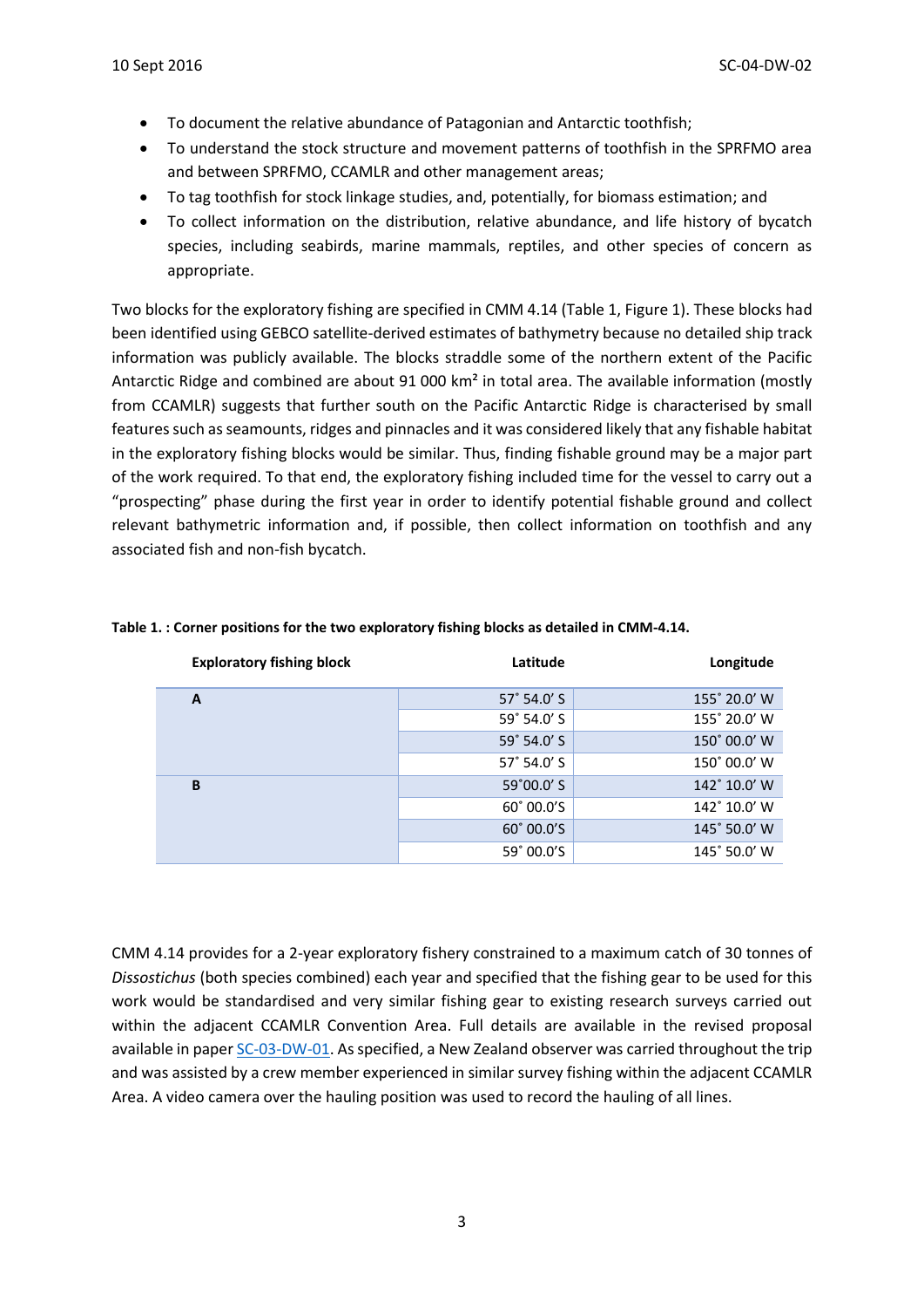- To document the relative abundance of Patagonian and Antarctic toothfish;
- To understand the stock structure and movement patterns of toothfish in the SPRFMO area and between SPRFMO, CCAMLR and other management areas;
- To tag toothfish for stock linkage studies, and, potentially, for biomass estimation; and
- To collect information on the distribution, relative abundance, and life history of bycatch species, including seabirds, marine mammals, reptiles, and other species of concern as appropriate.

Two blocks for the exploratory fishing are specified in CMM 4.14 (Table 1, Figure 1). These blocks had been identified using GEBCO satellite-derived estimates of bathymetry because no detailed ship track information was publicly available. The blocks straddle some of the northern extent of the Pacific Antarctic Ridge and combined are about 91 000 km² in total area. The available information (mostly from CCAMLR) suggests that further south on the Pacific Antarctic Ridge is characterised by small features such as seamounts, ridges and pinnacles and it was considered likely that any fishable habitat in the exploratory fishing blocks would be similar. Thus, finding fishable ground may be a major part of the work required. To that end, the exploratory fishing included time for the vessel to carry out a "prospecting" phase during the first year in order to identify potential fishable ground and collect relevant bathymetric information and, if possible, then collect information on toothfish and any associated fish and non-fish bycatch.

**Table 1. : Corner positions for the two exploratory fishing blocks as detailed in CMM-4.14.**

| Exploratory fishing block | Latitude | Longitude |
|---|---|---|
| A | 57° 54.0' S | 155° 20.0' W |
| | 59° 54.0' S | 155° 20.0' W |
| | 59° 54.0' S | 150° 00.0' W |
| | 57° 54.0' S | 150° 00.0' W |
| B | 59°00.0' S | 142° 10.0' W |
| | 60° 00.0'S | 142° 10.0' W |
| | 60° 00.0'S | 145° 50.0' W |
| | 59° 00.0'S | 145° 50.0' W |

CMM 4.14 provides for a 2-year exploratory fishery constrained to a maximum catch of 30 tonnes of *Dissostichus* (both species combined) each year and specified that the fishing gear to be used for this work would be standardised and very similar fishing gear to existing research surveys carried out within the adjacent CCAMLR Convention Area. Full details are available in the revised proposal available in paper SC-03-DW-01. As specified, a New Zealand observer was carried throughout the trip and was assisted by a crew member experienced in similar survey fishing within the adjacent CCAMLR Area. A video camera over the hauling position was used to record the hauling of all lines.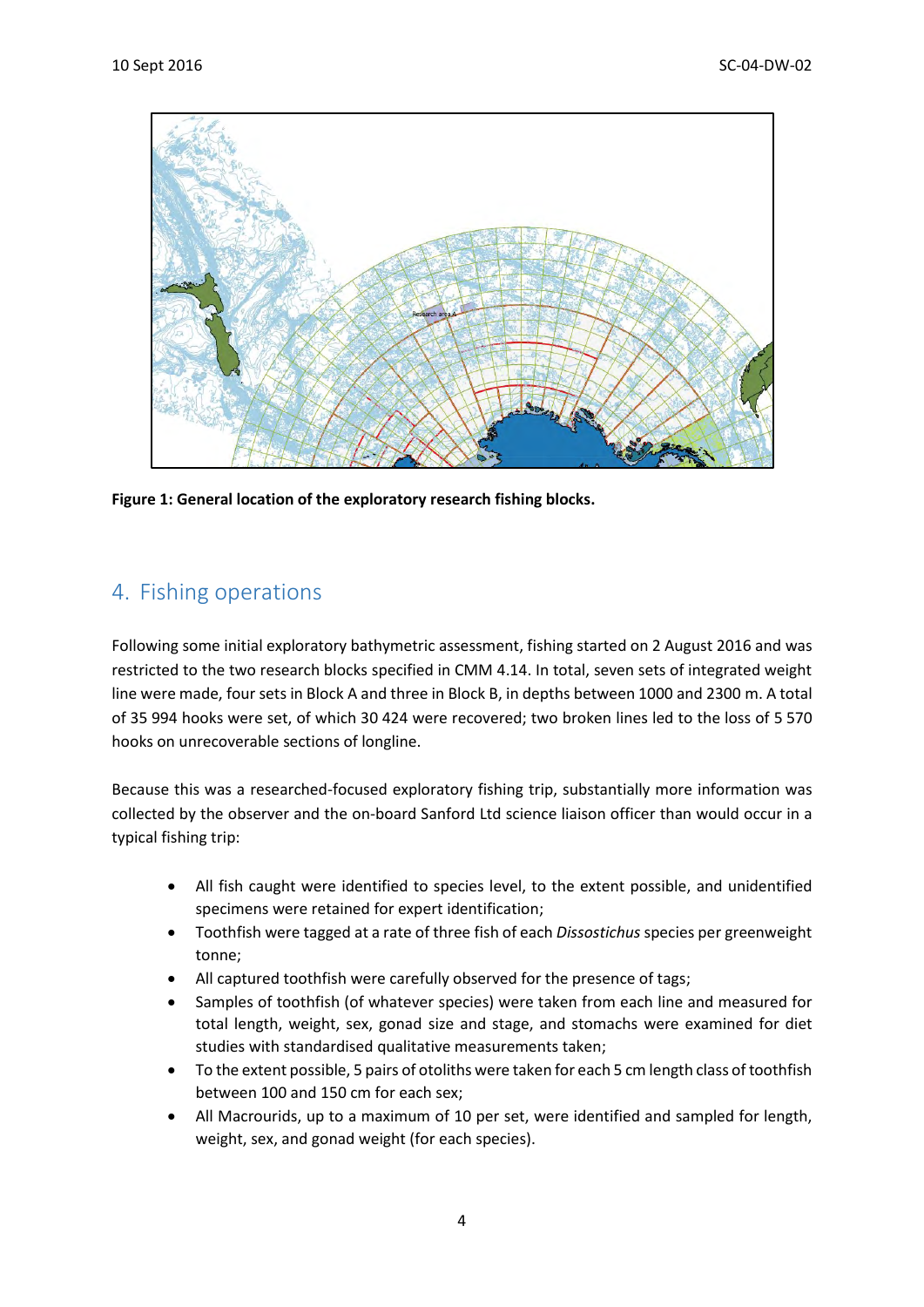Figure 1: General location of the exploratory research fishing blocks.

## 4. Fishing operations

Following some initial exploratory bathymetric assessment, fishing started on 2 August 2016 and was restricted to the two research blocks specified in CMM 4.14. In total, seven sets of integrated weight line were made, four sets in Block A and three in Block B, in depths between 1000 and 2300 m. A total of 35 994 hooks were set, of which 30 424 were recovered; two broken lines led to the loss of 5 570 hooks on unrecoverable sections of longline.

Because this was a researched-focused exploratory fishing trip, substantially more information was collected by the observer and the on-board Sanford Ltd science liaison officer than would occur in a typical fishing trip:

- All fish caught were identified to species level, to the extent possible, and unidentified specimens were retained for expert identification;
- Toothfish were tagged at a rate of three fish of each *Dissostichus* species per greenweight tonne;
- All captured toothfish were carefully observed for the presence of tags;
- Samples of toothfish (of whatever species) were taken from each line and measured for total length, weight, sex, gonad size and stage, and stomachs were examined for diet studies with standardised qualitative measurements taken;
- To the extent possible, 5 pairs of otoliths were taken for each 5 cm length class of toothfish between 100 and 150 cm for each sex;
- All Macrourids, up to a maximum of 10 per set, were identified and sampled for length, weight, sex, and gonad weight (for each species).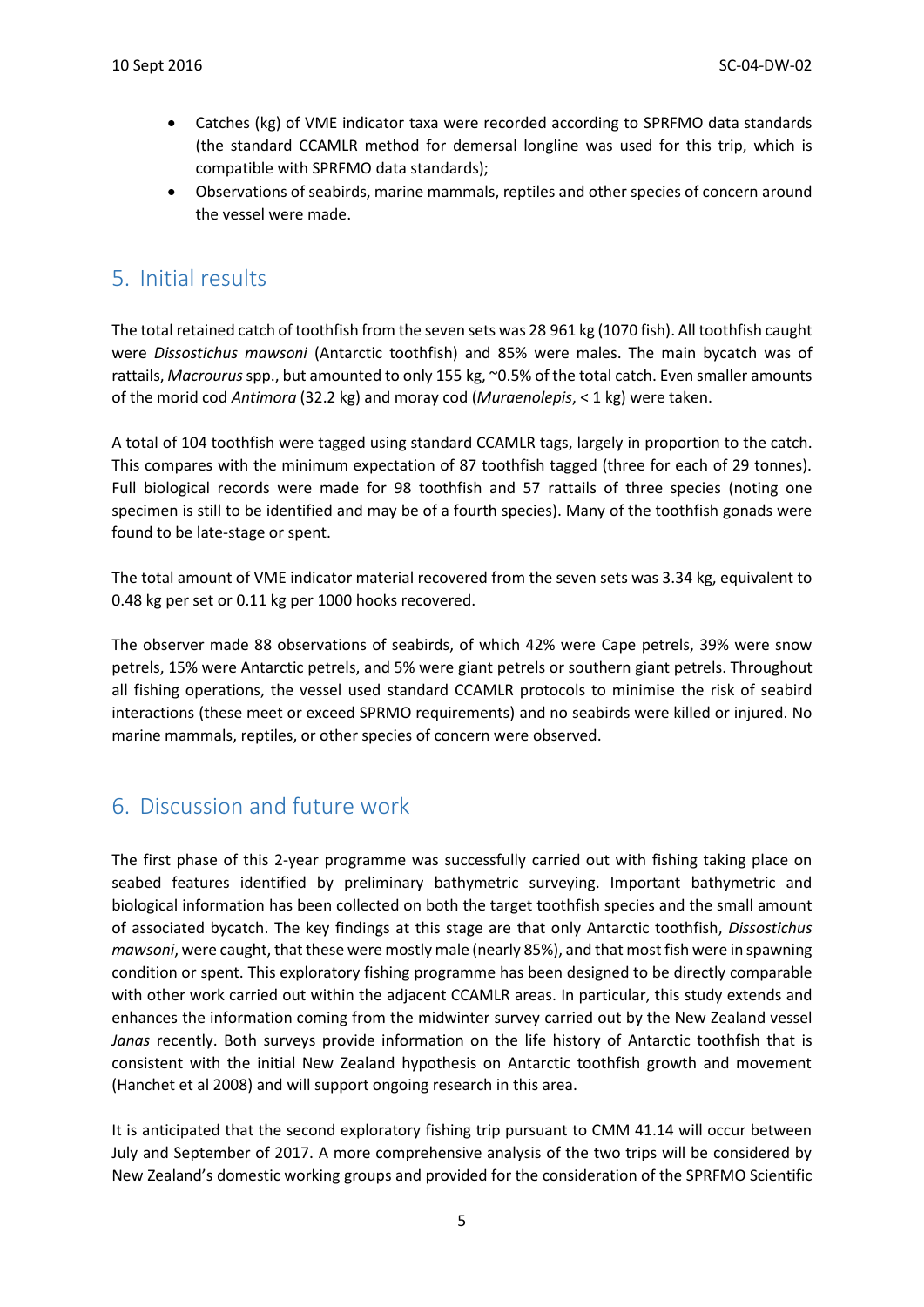- Catches (kg) of VME indicator taxa were recorded according to SPRFMO data standards (the standard CCAMLR method for demersal longline was used for this trip, which is compatible with SPRFMO data standards);
- Observations of seabirds, marine mammals, reptiles and other species of concern around the vessel were made.

## 5. Initial results

The total retained catch of toothfish from the seven sets was 28 961 kg (1070 fish). All toothfish caught were *Dissostichus mawsoni* (Antarctic toothfish) and 85% were males. The main bycatch was of rattails, *Macrourus* spp., but amounted to only 155 kg, ~0.5% of the total catch. Even smaller amounts of the morid cod *Antimora* (32.2 kg) and moray cod (*Muraenolepis*, < 1 kg) were taken.

A total of 104 toothfish were tagged using standard CCAMLR tags, largely in proportion to the catch. This compares with the minimum expectation of 87 toothfish tagged (three for each of 29 tonnes). Full biological records were made for 98 toothfish and 57 rattails of three species (noting one specimen is still to be identified and may be of a fourth species). Many of the toothfish gonads were found to be late-stage or spent.

The total amount of VME indicator material recovered from the seven sets was 3.34 kg, equivalent to 0.48 kg per set or 0.11 kg per 1000 hooks recovered.

The observer made 88 observations of seabirds, of which 42% were Cape petrels, 39% were snow petrels, 15% were Antarctic petrels, and 5% were giant petrels or southern giant petrels. Throughout all fishing operations, the vessel used standard CCAMLR protocols to minimise the risk of seabird interactions (these meet or exceed SPRMO requirements) and no seabirds were killed or injured. No marine mammals, reptiles, or other species of concern were observed.

## 6. Discussion and future work

The first phase of this 2-year programme was successfully carried out with fishing taking place on seabed features identified by preliminary bathymetric surveying. Important bathymetric and biological information has been collected on both the target toothfish species and the small amount of associated bycatch. The key findings at this stage are that only Antarctic toothfish, *Dissostichus mawsoni*, were caught, that these were mostly male (nearly 85%), and that most fish were in spawning condition or spent. This exploratory fishing programme has been designed to be directly comparable with other work carried out within the adjacent CCAMLR areas. In particular, this study extends and enhances the information coming from the midwinter survey carried out by the New Zealand vessel *Janas* recently. Both surveys provide information on the life history of Antarctic toothfish that is consistent with the initial New Zealand hypothesis on Antarctic toothfish growth and movement (Hanchet et al 2008) and will support ongoing research in this area.

It is anticipated that the second exploratory fishing trip pursuant to CMM 41.14 will occur between July and September of 2017. A more comprehensive analysis of the two trips will be considered by New Zealand's domestic working groups and provided for the consideration of the SPRFMO Scientific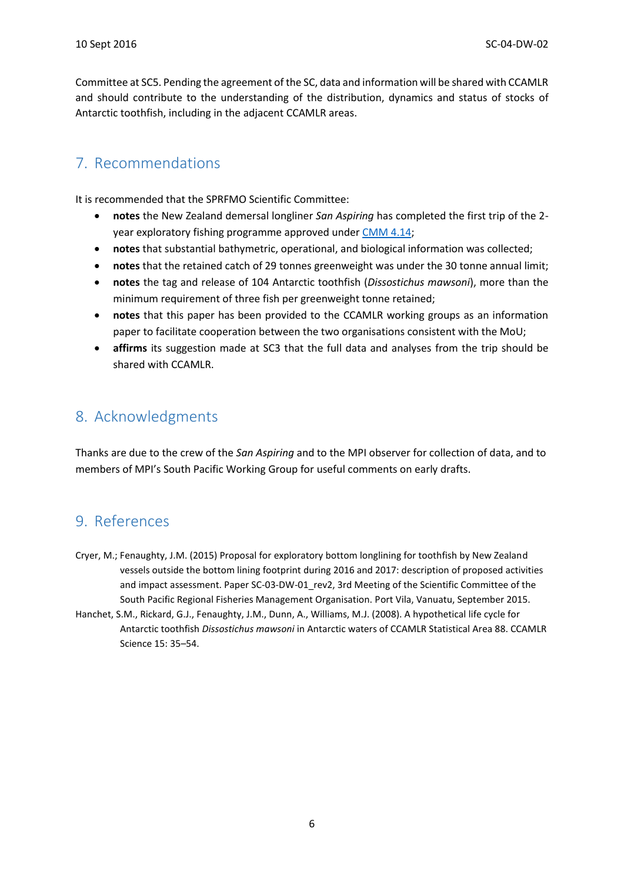Committee at SC5. Pending the agreement of the SC, data and information will be shared with CCAMLR and should contribute to the understanding of the distribution, dynamics and status of stocks of Antarctic toothfish, including in the adjacent CCAMLR areas.

## 7. Recommendations

It is recommended that the SPRFMO Scientific Committee:

- **notes** the New Zealand demersal longliner *San Aspiring* has completed the first trip of the 2-year exploratory fishing programme approved under CMM 4.14;
- **notes** that substantial bathymetric, operational, and biological information was collected;
- **notes** that the retained catch of 29 tonnes greenweight was under the 30 tonne annual limit;
- **notes** the tag and release of 104 Antarctic toothfish (*Dissostichus mawsoni*), more than the minimum requirement of three fish per greenweight tonne retained;
- **notes** that this paper has been provided to the CCAMLR working groups as an information paper to facilitate cooperation between the two organisations consistent with the MoU;
- **affirms** its suggestion made at SC3 that the full data and analyses from the trip should be shared with CCAMLR.

## 8. Acknowledgments

Thanks are due to the crew of the *San Aspiring* and to the MPI observer for collection of data, and to members of MPI's South Pacific Working Group for useful comments on early drafts.

## 9. References

Cryer, M.; Fenaughty, J.M. (2015) Proposal for exploratory bottom longlining for toothfish by New Zealand vessels outside the bottom lining footprint during 2016 and 2017: description of proposed activities and impact assessment. Paper SC-03-DW-01_rev2, 3rd Meeting of the Scientific Committee of the South Pacific Regional Fisheries Management Organisation. Port Vila, Vanuatu, September 2015.

Hanchet, S.M., Rickard, G.J., Fenaughty, J.M., Dunn, A., Williams, M.J. (2008). A hypothetical life cycle for Antarctic toothfish *Dissostichus mawsoni* in Antarctic waters of CCAMLR Statistical Area 88. CCAMLR Science 15: 35–54.